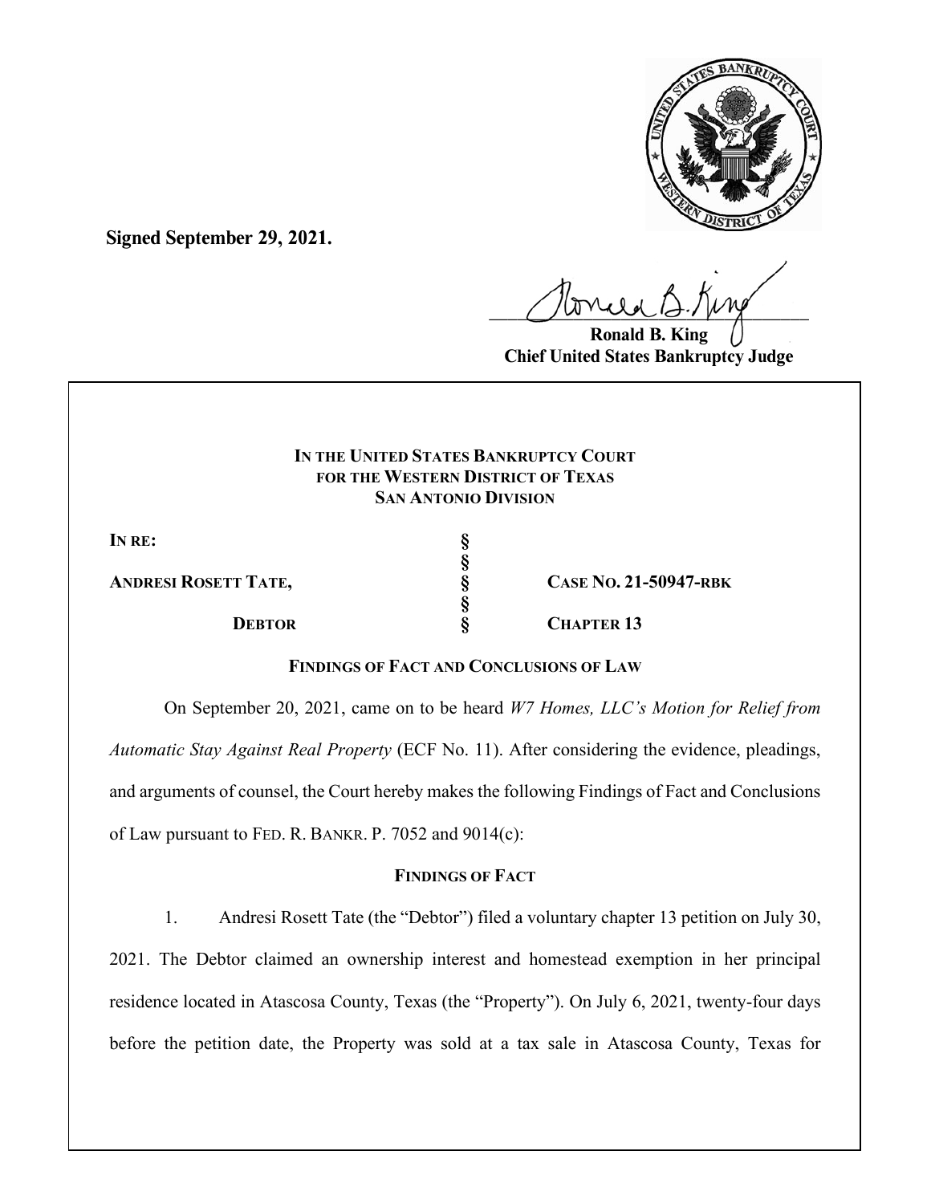**Signed September 29, 2021.**

Ronald B. King
**Chief United States Bankruptcy Judge**

**IN THE UNITED STATES BANKRUPTCY COURT**
**FOR THE WESTERN DISTRICT OF TEXAS**
**SAN ANTONIO DIVISION**

| | | |
|---|---|---|
| **IN RE:** | § | |
| | § | |
| **ANDRESI ROSETT TATE,** | § | **CASE NO. 21-50947-RBK** |
| | § | |
| **DEBTOR** | § | **CHAPTER 13** |

**FINDINGS OF FACT AND CONCLUSIONS OF LAW**

On September 20, 2021, came on to be heard *W7 Homes, LLC's Motion for Relief from Automatic Stay Against Real Property* (ECF No. 11). After considering the evidence, pleadings, and arguments of counsel, the Court hereby makes the following Findings of Fact and Conclusions of Law pursuant to FED. R. BANKR. P. 7052 and 9014(c):

**FINDINGS OF FACT**

1. Andresi Rosett Tate (the "Debtor") filed a voluntary chapter 13 petition on July 30, 2021. The Debtor claimed an ownership interest and homestead exemption in her principal residence located in Atascosa County, Texas (the "Property"). On July 6, 2021, twenty-four days before the petition date, the Property was sold at a tax sale in Atascosa County, Texas for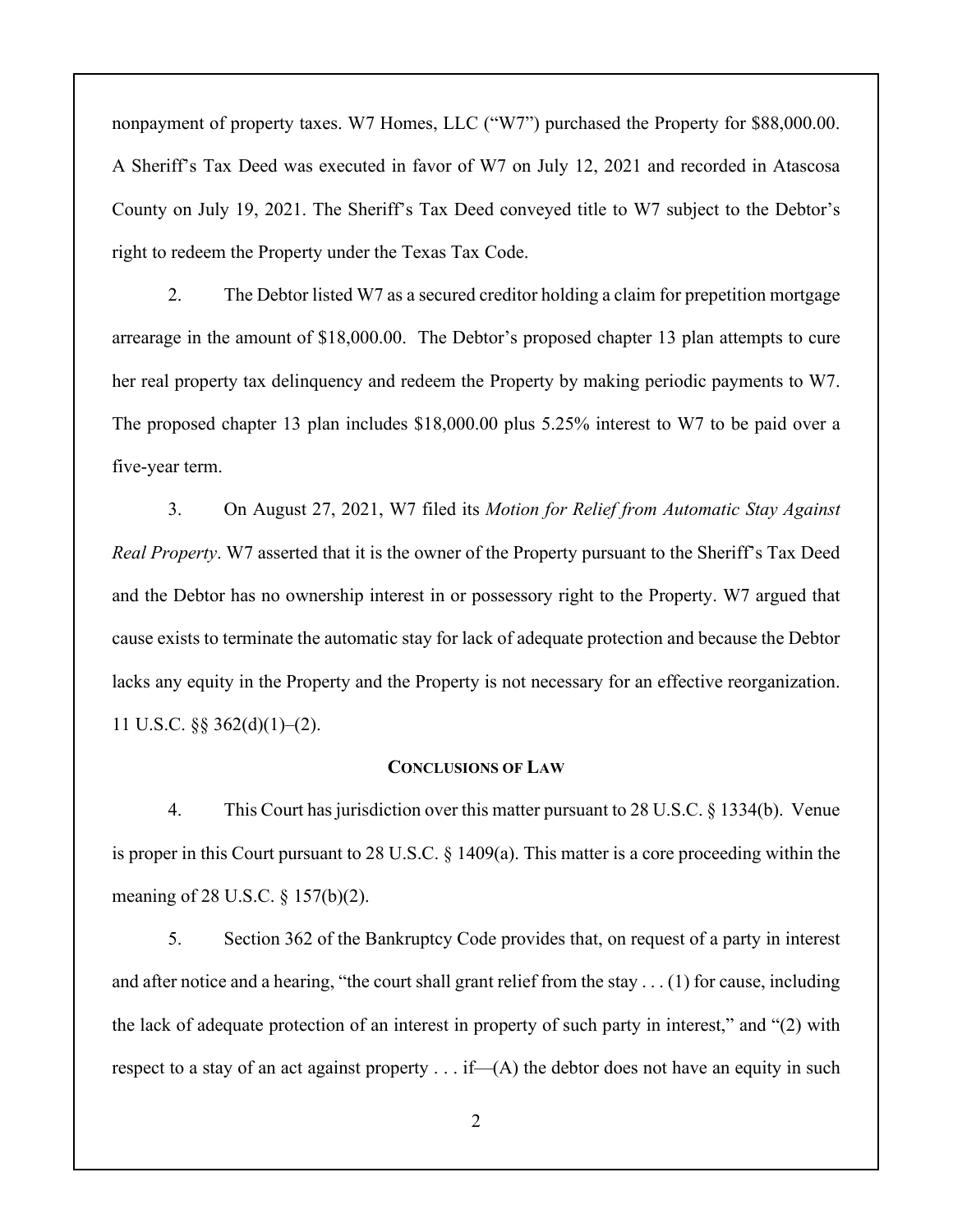nonpayment of property taxes. W7 Homes, LLC ("W7") purchased the Property for $88,000.00. A Sheriff's Tax Deed was executed in favor of W7 on July 12, 2021 and recorded in Atascosa County on July 19, 2021. The Sheriff's Tax Deed conveyed title to W7 subject to the Debtor's right to redeem the Property under the Texas Tax Code.

2. The Debtor listed W7 as a secured creditor holding a claim for prepetition mortgage arrearage in the amount of $18,000.00. The Debtor's proposed chapter 13 plan attempts to cure her real property tax delinquency and redeem the Property by making periodic payments to W7. The proposed chapter 13 plan includes $18,000.00 plus 5.25% interest to W7 to be paid over a five-year term.

3. On August 27, 2021, W7 filed its *Motion for Relief from Automatic Stay Against Real Property*. W7 asserted that it is the owner of the Property pursuant to the Sheriff's Tax Deed and the Debtor has no ownership interest in or possessory right to the Property. W7 argued that cause exists to terminate the automatic stay for lack of adequate protection and because the Debtor lacks any equity in the Property and the Property is not necessary for an effective reorganization. 11 U.S.C. §§ 362(d)(1)–(2).

## CONCLUSIONS OF LAW

4. This Court has jurisdiction over this matter pursuant to 28 U.S.C. § 1334(b). Venue is proper in this Court pursuant to 28 U.S.C. § 1409(a). This matter is a core proceeding within the meaning of 28 U.S.C. § 157(b)(2).

5. Section 362 of the Bankruptcy Code provides that, on request of a party in interest and after notice and a hearing, "the court shall grant relief from the stay . . . (1) for cause, including the lack of adequate protection of an interest in property of such party in interest," and "(2) with respect to a stay of an act against property . . . if—(A) the debtor does not have an equity in such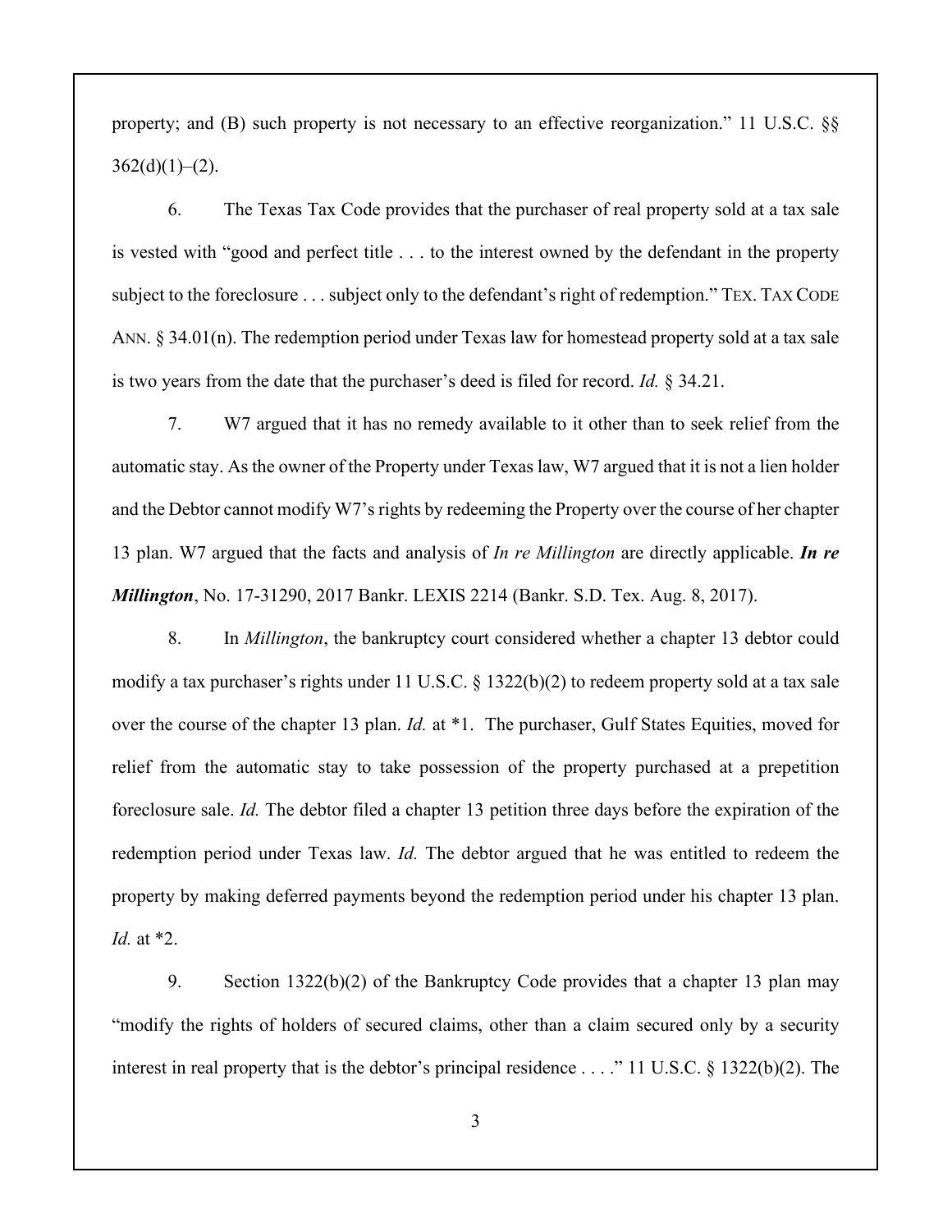property; and (B) such property is not necessary to an effective reorganization." 11 U.S.C. §§ 362(d)(1)–(2).

6. The Texas Tax Code provides that the purchaser of real property sold at a tax sale is vested with "good and perfect title . . . to the interest owned by the defendant in the property subject to the foreclosure . . . subject only to the defendant's right of redemption." TEX. TAX CODE ANN. § 34.01(n). The redemption period under Texas law for homestead property sold at a tax sale is two years from the date that the purchaser's deed is filed for record. *Id.* § 34.21.

7. W7 argued that it has no remedy available to it other than to seek relief from the automatic stay. As the owner of the Property under Texas law, W7 argued that it is not a lien holder and the Debtor cannot modify W7's rights by redeeming the Property over the course of her chapter 13 plan. W7 argued that the facts and analysis of *In re Millington* are directly applicable. ***In re Millington***, No. 17-31290, 2017 Bankr. LEXIS 2214 (Bankr. S.D. Tex. Aug. 8, 2017).

8. In *Millington*, the bankruptcy court considered whether a chapter 13 debtor could modify a tax purchaser's rights under 11 U.S.C. § 1322(b)(2) to redeem property sold at a tax sale over the course of the chapter 13 plan. *Id.* at *1. The purchaser, Gulf States Equities, moved for relief from the automatic stay to take possession of the property purchased at a prepetition foreclosure sale. *Id.* The debtor filed a chapter 13 petition three days before the expiration of the redemption period under Texas law. *Id.* The debtor argued that he was entitled to redeem the property by making deferred payments beyond the redemption period under his chapter 13 plan. *Id.* at *2.

9. Section 1322(b)(2) of the Bankruptcy Code provides that a chapter 13 plan may "modify the rights of holders of secured claims, other than a claim secured only by a security interest in real property that is the debtor's principal residence . . . ." 11 U.S.C. § 1322(b)(2). The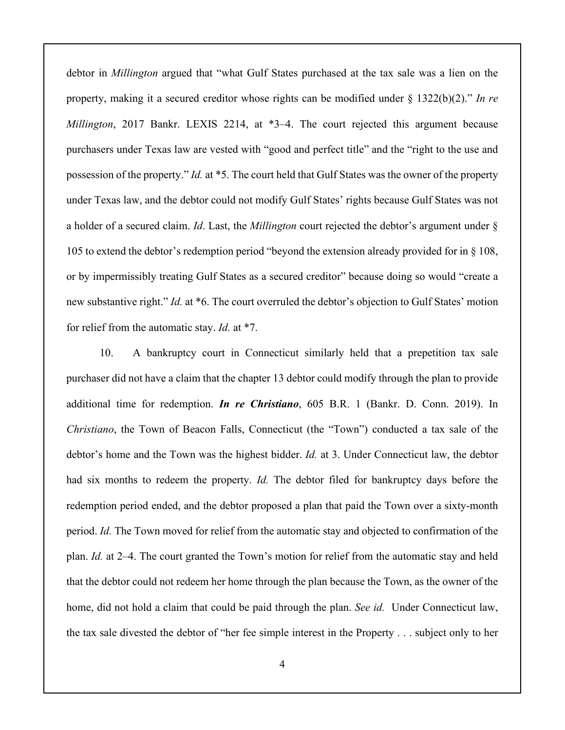debtor in *Millington* argued that "what Gulf States purchased at the tax sale was a lien on the property, making it a secured creditor whose rights can be modified under § 1322(b)(2)." *In re Millington*, 2017 Bankr. LEXIS 2214, at *3–4. The court rejected this argument because purchasers under Texas law are vested with "good and perfect title" and the "right to the use and possession of the property." *Id.* at *5. The court held that Gulf States was the owner of the property under Texas law, and the debtor could not modify Gulf States' rights because Gulf States was not a holder of a secured claim. *Id*. Last, the *Millington* court rejected the debtor's argument under § 105 to extend the debtor's redemption period "beyond the extension already provided for in § 108, or by impermissibly treating Gulf States as a secured creditor" because doing so would "create a new substantive right." *Id.* at *6. The court overruled the debtor's objection to Gulf States' motion for relief from the automatic stay. *Id.* at *7.

10. A bankruptcy court in Connecticut similarly held that a prepetition tax sale purchaser did not have a claim that the chapter 13 debtor could modify through the plan to provide additional time for redemption. ***In re Christiano***, 605 B.R. 1 (Bankr. D. Conn. 2019). In *Christiano*, the Town of Beacon Falls, Connecticut (the "Town") conducted a tax sale of the debtor's home and the Town was the highest bidder. *Id.* at 3. Under Connecticut law, the debtor had six months to redeem the property. *Id.* The debtor filed for bankruptcy days before the redemption period ended, and the debtor proposed a plan that paid the Town over a sixty-month period. *Id.* The Town moved for relief from the automatic stay and objected to confirmation of the plan. *Id.* at 2–4. The court granted the Town's motion for relief from the automatic stay and held that the debtor could not redeem her home through the plan because the Town, as the owner of the home, did not hold a claim that could be paid through the plan. *See id.* Under Connecticut law, the tax sale divested the debtor of "her fee simple interest in the Property . . . subject only to her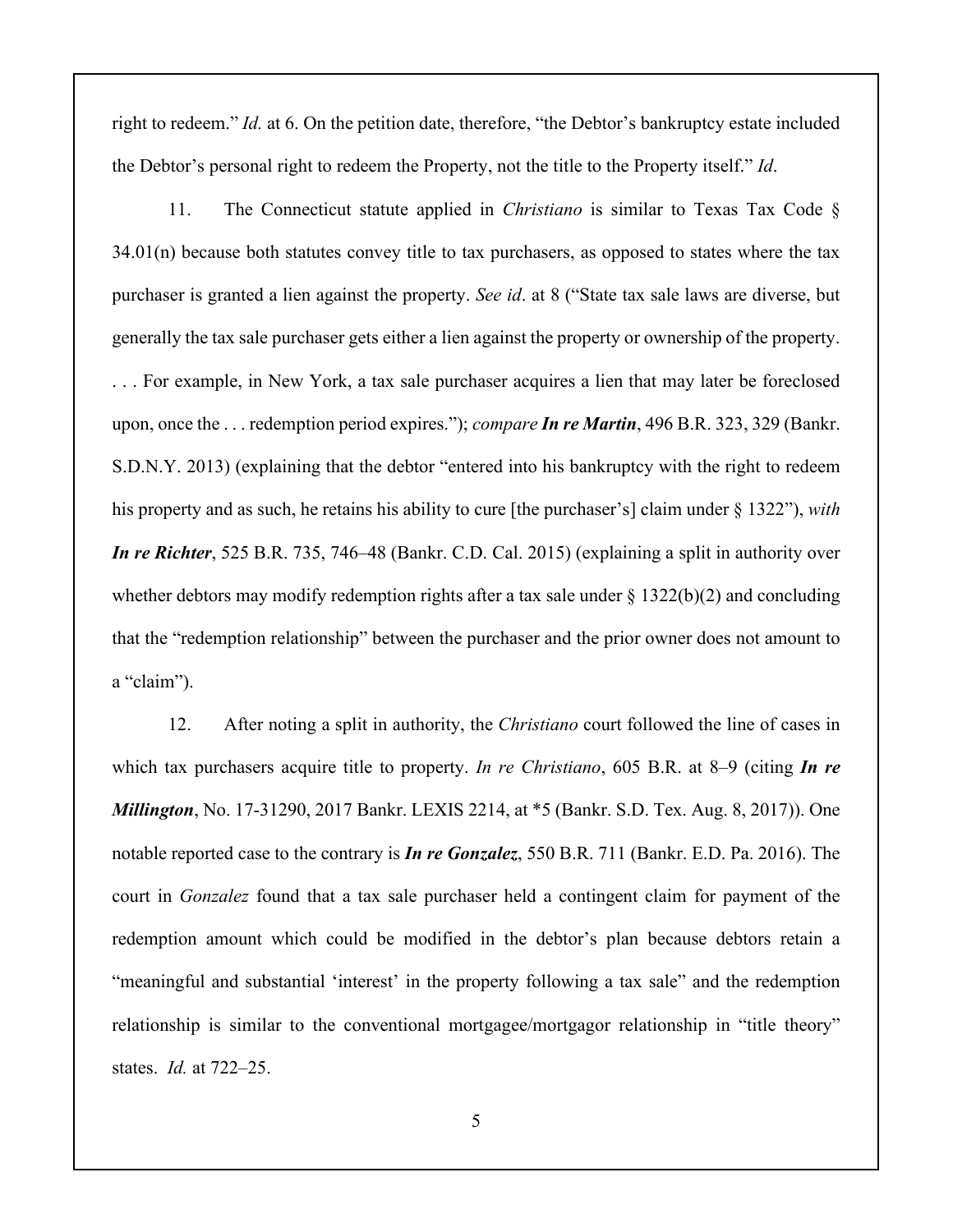right to redeem." *Id.* at 6. On the petition date, therefore, "the Debtor's bankruptcy estate included the Debtor's personal right to redeem the Property, not the title to the Property itself." *Id*.

11. The Connecticut statute applied in *Christiano* is similar to Texas Tax Code § 34.01(n) because both statutes convey title to tax purchasers, as opposed to states where the tax purchaser is granted a lien against the property. *See id*. at 8 ("State tax sale laws are diverse, but generally the tax sale purchaser gets either a lien against the property or ownership of the property. . . . For example, in New York, a tax sale purchaser acquires a lien that may later be foreclosed upon, once the . . . redemption period expires."); *compare* ***In re Martin***, 496 B.R. 323, 329 (Bankr. S.D.N.Y. 2013) (explaining that the debtor "entered into his bankruptcy with the right to redeem his property and as such, he retains his ability to cure [the purchaser's] claim under § 1322"), *with* ***In re Richter***, 525 B.R. 735, 746–48 (Bankr. C.D. Cal. 2015) (explaining a split in authority over whether debtors may modify redemption rights after a tax sale under § 1322(b)(2) and concluding that the "redemption relationship" between the purchaser and the prior owner does not amount to a "claim").

12. After noting a split in authority, the *Christiano* court followed the line of cases in which tax purchasers acquire title to property. *In re Christiano*, 605 B.R. at 8–9 (citing ***In re Millington***, No. 17-31290, 2017 Bankr. LEXIS 2214, at *5 (Bankr. S.D. Tex. Aug. 8, 2017)). One notable reported case to the contrary is ***In re Gonzalez***, 550 B.R. 711 (Bankr. E.D. Pa. 2016). The court in *Gonzalez* found that a tax sale purchaser held a contingent claim for payment of the redemption amount which could be modified in the debtor's plan because debtors retain a "meaningful and substantial 'interest' in the property following a tax sale" and the redemption relationship is similar to the conventional mortgagee/mortgagor relationship in "title theory" states. *Id.* at 722–25.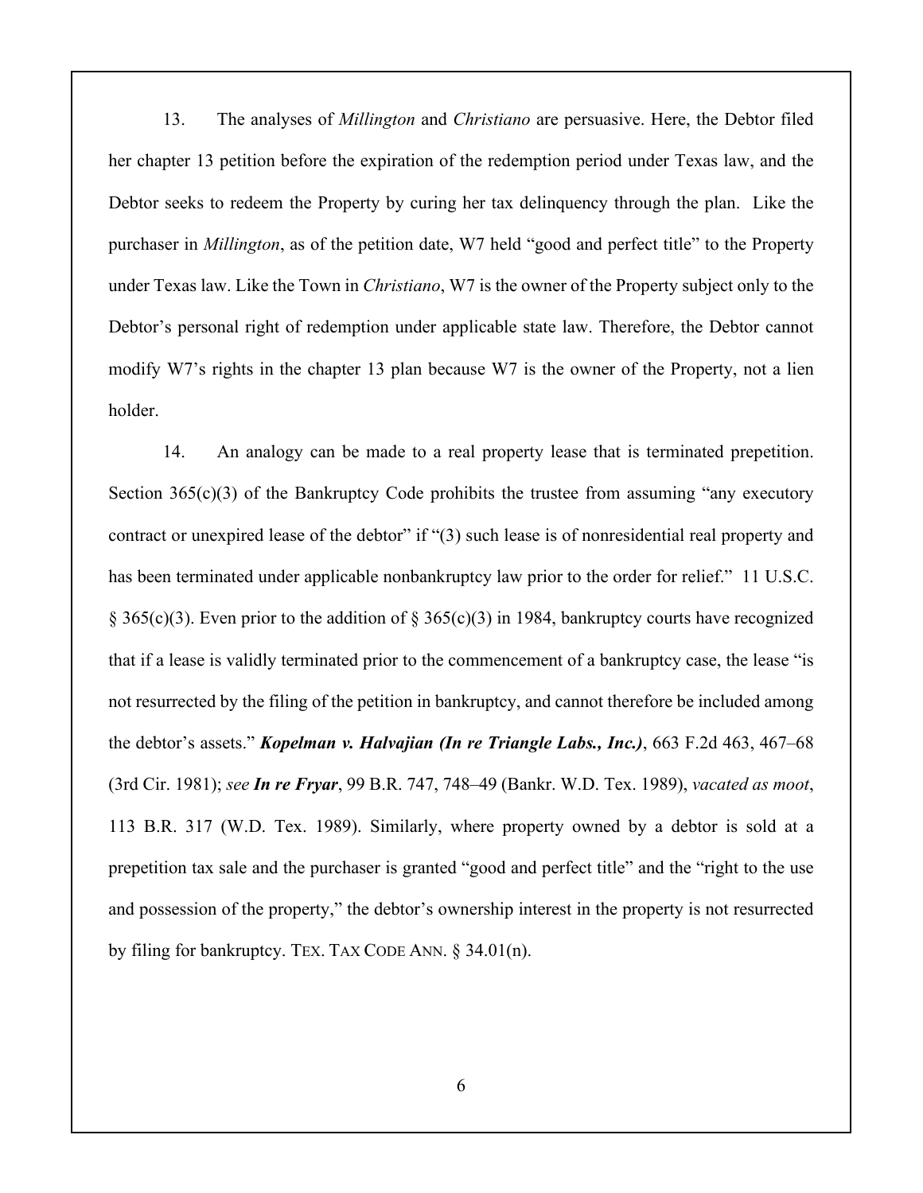13. The analyses of *Millington* and *Christiano* are persuasive. Here, the Debtor filed her chapter 13 petition before the expiration of the redemption period under Texas law, and the Debtor seeks to redeem the Property by curing her tax delinquency through the plan. Like the purchaser in *Millington*, as of the petition date, W7 held "good and perfect title" to the Property under Texas law. Like the Town in *Christiano*, W7 is the owner of the Property subject only to the Debtor's personal right of redemption under applicable state law. Therefore, the Debtor cannot modify W7's rights in the chapter 13 plan because W7 is the owner of the Property, not a lien holder.

14. An analogy can be made to a real property lease that is terminated prepetition. Section 365(c)(3) of the Bankruptcy Code prohibits the trustee from assuming "any executory contract or unexpired lease of the debtor" if "(3) such lease is of nonresidential real property and has been terminated under applicable nonbankruptcy law prior to the order for relief." 11 U.S.C. § 365(c)(3). Even prior to the addition of § 365(c)(3) in 1984, bankruptcy courts have recognized that if a lease is validly terminated prior to the commencement of a bankruptcy case, the lease "is not resurrected by the filing of the petition in bankruptcy, and cannot therefore be included among the debtor's assets." ***Kopelman v. Halvajian (In re Triangle Labs., Inc.)***, 663 F.2d 463, 467–68 (3rd Cir. 1981); *see* ***In re Fryar***, 99 B.R. 747, 748–49 (Bankr. W.D. Tex. 1989), *vacated as moot*, 113 B.R. 317 (W.D. Tex. 1989). Similarly, where property owned by a debtor is sold at a prepetition tax sale and the purchaser is granted "good and perfect title" and the "right to the use and possession of the property," the debtor's ownership interest in the property is not resurrected by filing for bankruptcy. TEX. TAX CODE ANN. § 34.01(n).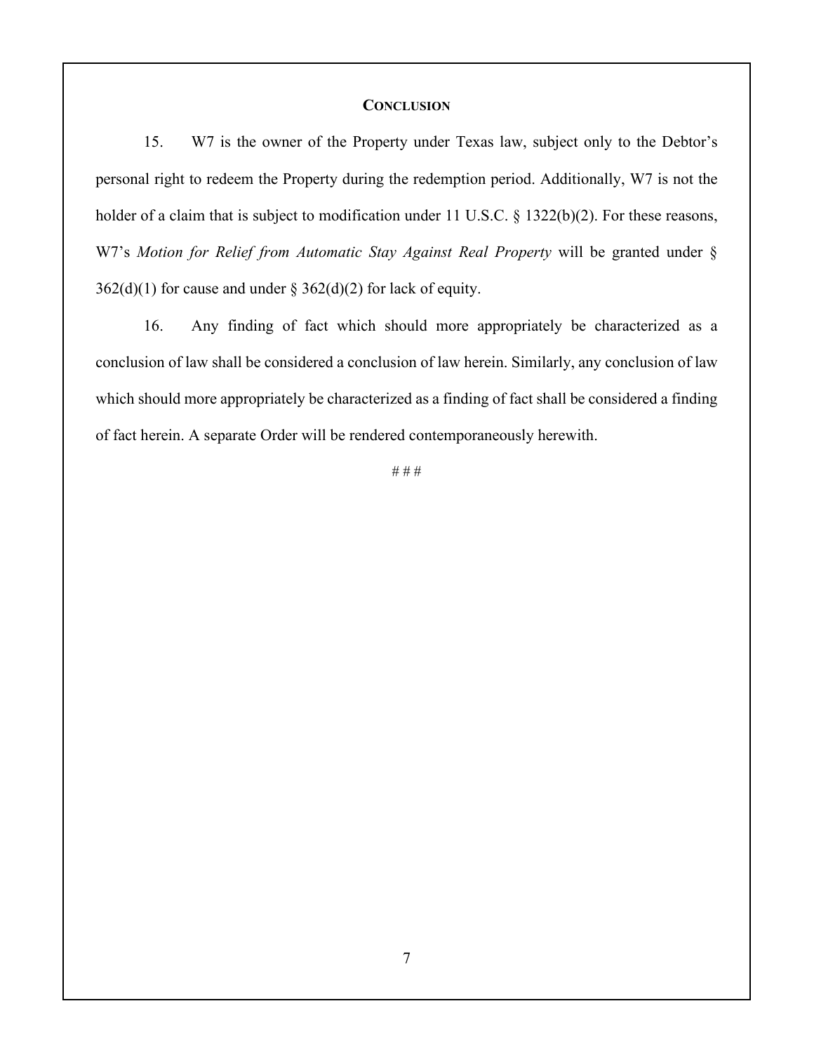## Conclusion

15. W7 is the owner of the Property under Texas law, subject only to the Debtor's personal right to redeem the Property during the redemption period. Additionally, W7 is not the holder of a claim that is subject to modification under 11 U.S.C. § 1322(b)(2). For these reasons, W7's *Motion for Relief from Automatic Stay Against Real Property* will be granted under § 362(d)(1) for cause and under § 362(d)(2) for lack of equity.

16. Any finding of fact which should more appropriately be characterized as a conclusion of law shall be considered a conclusion of law herein. Similarly, any conclusion of law which should more appropriately be characterized as a finding of fact shall be considered a finding of fact herein. A separate Order will be rendered contemporaneously herewith.

# # #